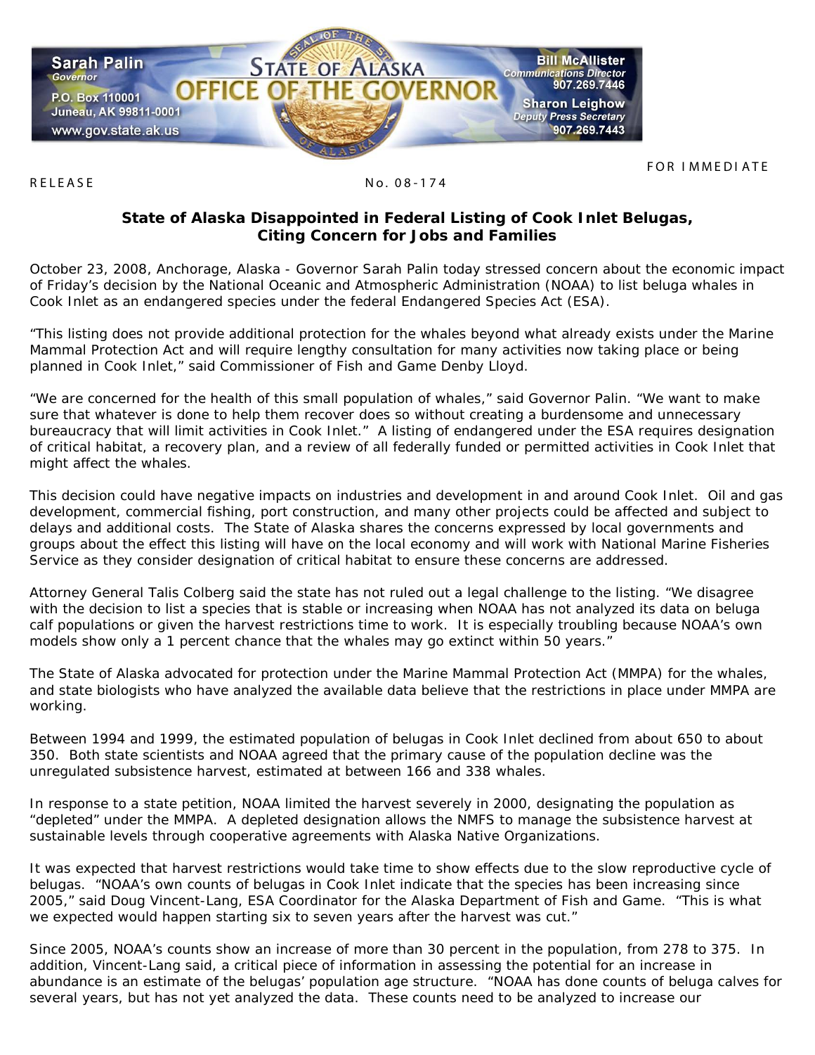**Sarah Palin**
*Governor*
P.O. Box 110001
Juneau, AK 99811-0001
www.gov.state.ak.us

# STATE OF ALASKA OFFICE OF THE GOVERNOR

**Bill McAllister**
*Communications Director*
907.269.7446

**Sharon Leighow**
*Deputy Press Secretary*
907.269.7443

FOR IMMEDIATE RELEASE No. 08-174

## State of Alaska Disappointed in Federal Listing of Cook Inlet Belugas, Citing Concern for Jobs and Families

October 23, 2008, Anchorage, Alaska - Governor Sarah Palin today stressed concern about the economic impact of Friday's decision by the National Oceanic and Atmospheric Administration (NOAA) to list beluga whales in Cook Inlet as an endangered species under the federal Endangered Species Act (ESA).

"This listing does not provide additional protection for the whales beyond what already exists under the Marine Mammal Protection Act and will require lengthy consultation for many activities now taking place or being planned in Cook Inlet," said Commissioner of Fish and Game Denby Lloyd.

"We are concerned for the health of this small population of whales," said Governor Palin. "We want to make sure that whatever is done to help them recover does so without creating a burdensome and unnecessary bureaucracy that will limit activities in Cook Inlet." A listing of endangered under the ESA requires designation of critical habitat, a recovery plan, and a review of all federally funded or permitted activities in Cook Inlet that might affect the whales.

This decision could have negative impacts on industries and development in and around Cook Inlet. Oil and gas development, commercial fishing, port construction, and many other projects could be affected and subject to delays and additional costs. The State of Alaska shares the concerns expressed by local governments and groups about the effect this listing will have on the local economy and will work with National Marine Fisheries Service as they consider designation of critical habitat to ensure these concerns are addressed.

Attorney General Talis Colberg said the state has not ruled out a legal challenge to the listing. "We disagree with the decision to list a species that is stable or increasing when NOAA has not analyzed its data on beluga calf populations or given the harvest restrictions time to work. It is especially troubling because NOAA's own models show only a 1 percent chance that the whales may go extinct within 50 years."

The State of Alaska advocated for protection under the Marine Mammal Protection Act (MMPA) for the whales, and state biologists who have analyzed the available data believe that the restrictions in place under MMPA are working.

Between 1994 and 1999, the estimated population of belugas in Cook Inlet declined from about 650 to about 350. Both state scientists and NOAA agreed that the primary cause of the population decline was the unregulated subsistence harvest, estimated at between 166 and 338 whales.

In response to a state petition, NOAA limited the harvest severely in 2000, designating the population as "depleted" under the MMPA. A depleted designation allows the NMFS to manage the subsistence harvest at sustainable levels through cooperative agreements with Alaska Native Organizations.

It was expected that harvest restrictions would take time to show effects due to the slow reproductive cycle of belugas. "NOAA's own counts of belugas in Cook Inlet indicate that the species has been increasing since 2005," said Doug Vincent-Lang, ESA Coordinator for the Alaska Department of Fish and Game. "This is what we expected would happen starting six to seven years after the harvest was cut."

Since 2005, NOAA's counts show an increase of more than 30 percent in the population, from 278 to 375. In addition, Vincent-Lang said, a critical piece of information in assessing the potential for an increase in abundance is an estimate of the belugas' population age structure. "NOAA has done counts of beluga calves for several years, but has not yet analyzed the data. These counts need to be analyzed to increase our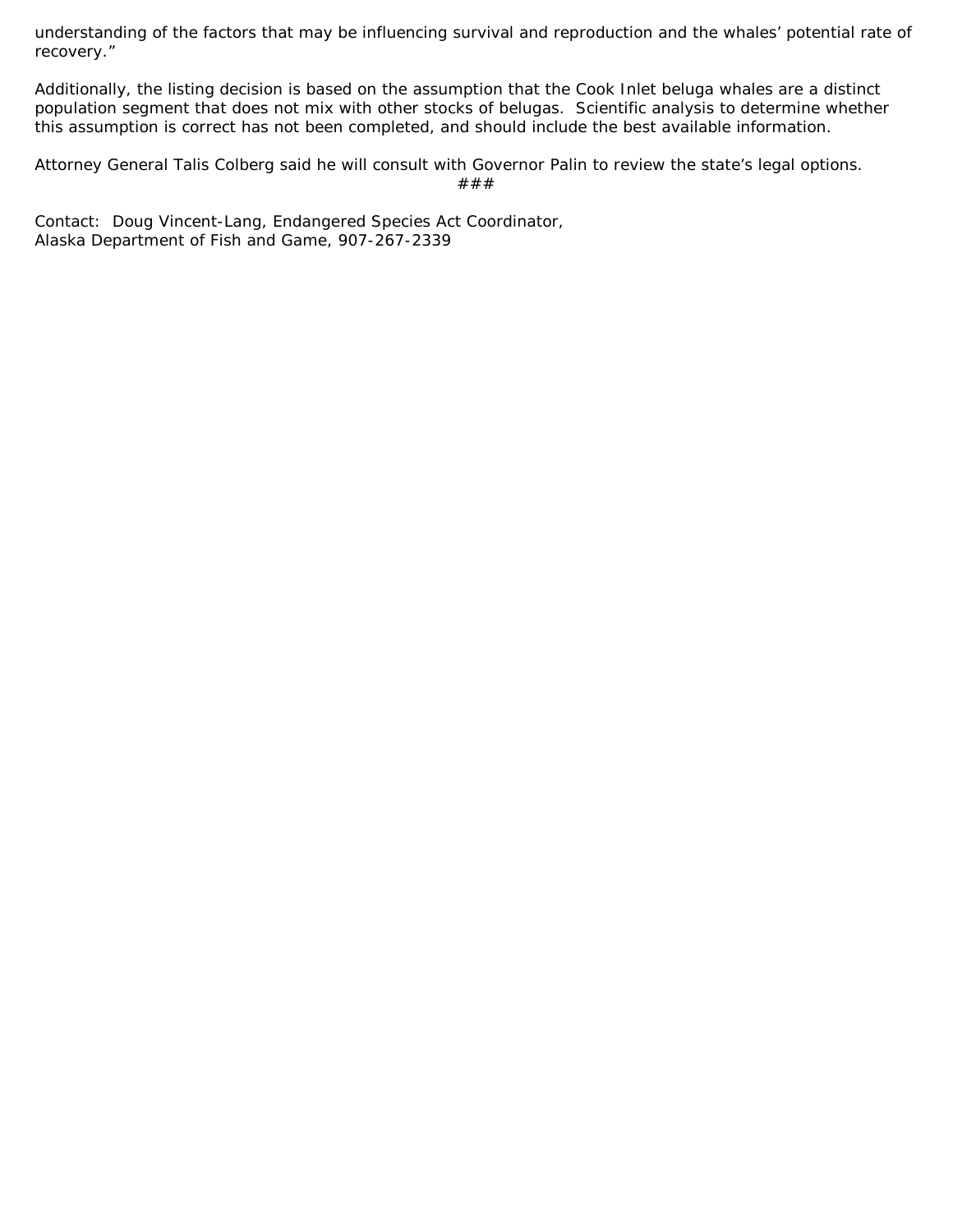understanding of the factors that may be influencing survival and reproduction and the whales' potential rate of recovery."

Additionally, the listing decision is based on the assumption that the Cook Inlet beluga whales are a distinct population segment that does not mix with other stocks of belugas. Scientific analysis to determine whether this assumption is correct has not been completed, and should include the best available information.

Attorney General Talis Colberg said he will consult with Governor Palin to review the state's legal options.

###

Contact: Doug Vincent-Lang, Endangered Species Act Coordinator,
Alaska Department of Fish and Game, 907-267-2339